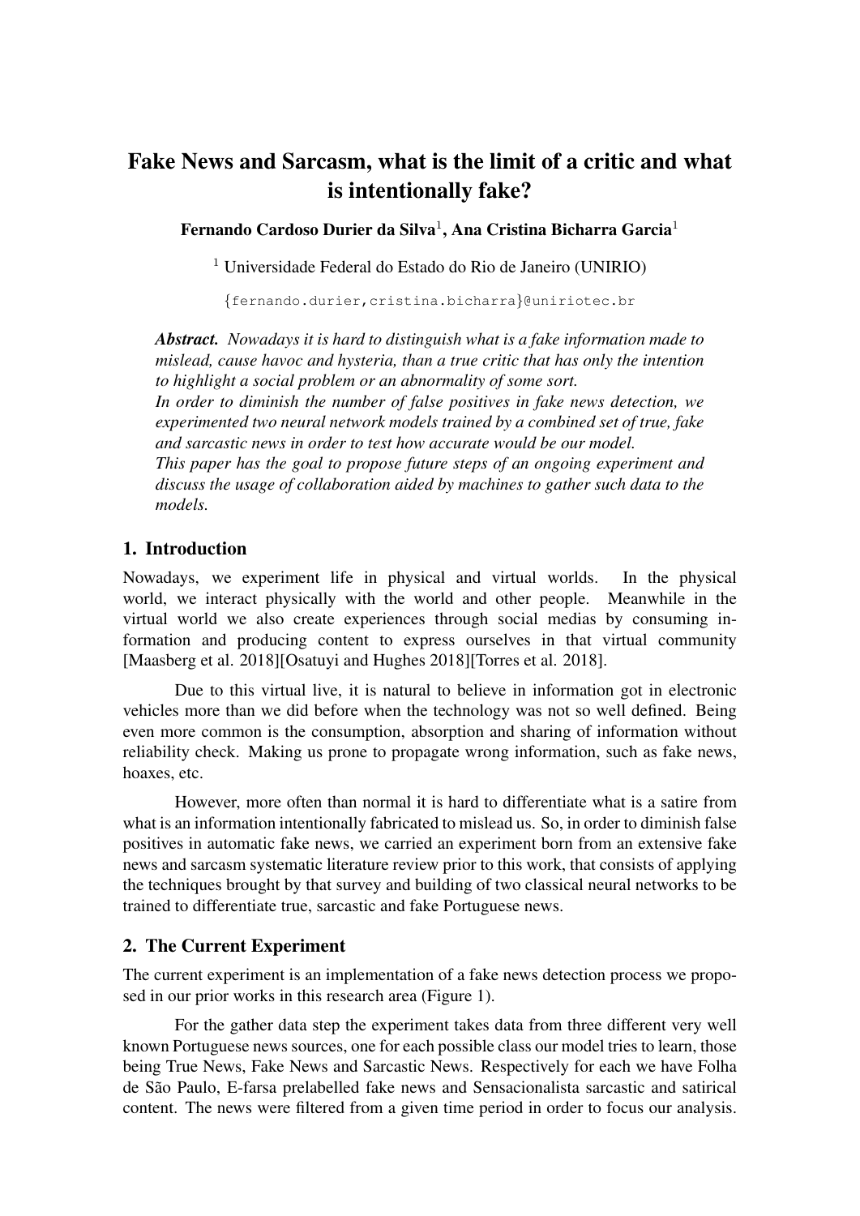# Fake News and Sarcasm, what is the limit of a critic and what is intentionally fake?

**Fernando Cardoso Durier da Silva[1], Ana Cristina Bicharra Garcia[1]**

[1] Universidade Federal do Estado do Rio de Janeiro (UNIRIO)

{fernando.durier,cristina.bicharra}@uniriotec.br

***Abstract.*** *Nowadays it is hard to distinguish what is a fake information made to mislead, cause havoc and hysteria, than a true critic that has only the intention to highlight a social problem or an abnormality of some sort.*
*In order to diminish the number of false positives in fake news detection, we experimented two neural network models trained by a combined set of true, fake and sarcastic news in order to test how accurate would be our model.*
*This paper has the goal to propose future steps of an ongoing experiment and discuss the usage of collaboration aided by machines to gather such data to the models.*

## 1. Introduction

Nowadays, we experiment life in physical and virtual worlds. In the physical world, we interact physically with the world and other people. Meanwhile in the virtual world we also create experiences through social medias by consuming information and producing content to express ourselves in that virtual community [Maasberg et al. 2018][Osatuyi and Hughes 2018][Torres et al. 2018].

Due to this virtual live, it is natural to believe in information got in electronic vehicles more than we did before when the technology was not so well defined. Being even more common is the consumption, absorption and sharing of information without reliability check. Making us prone to propagate wrong information, such as fake news, hoaxes, etc.

However, more often than normal it is hard to differentiate what is a satire from what is an information intentionally fabricated to mislead us. So, in order to diminish false positives in automatic fake news, we carried an experiment born from an extensive fake news and sarcasm systematic literature review prior to this work, that consists of applying the techniques brought by that survey and building of two classical neural networks to be trained to differentiate true, sarcastic and fake Portuguese news.

## 2. The Current Experiment

The current experiment is an implementation of a fake news detection process we proposed in our prior works in this research area (Figure 1).

For the gather data step the experiment takes data from three different very well known Portuguese news sources, one for each possible class our model tries to learn, those being True News, Fake News and Sarcastic News. Respectively for each we have Folha de São Paulo, E-farsa prelabelled fake news and Sensacionalista sarcastic and satirical content. The news were filtered from a given time period in order to focus our analysis.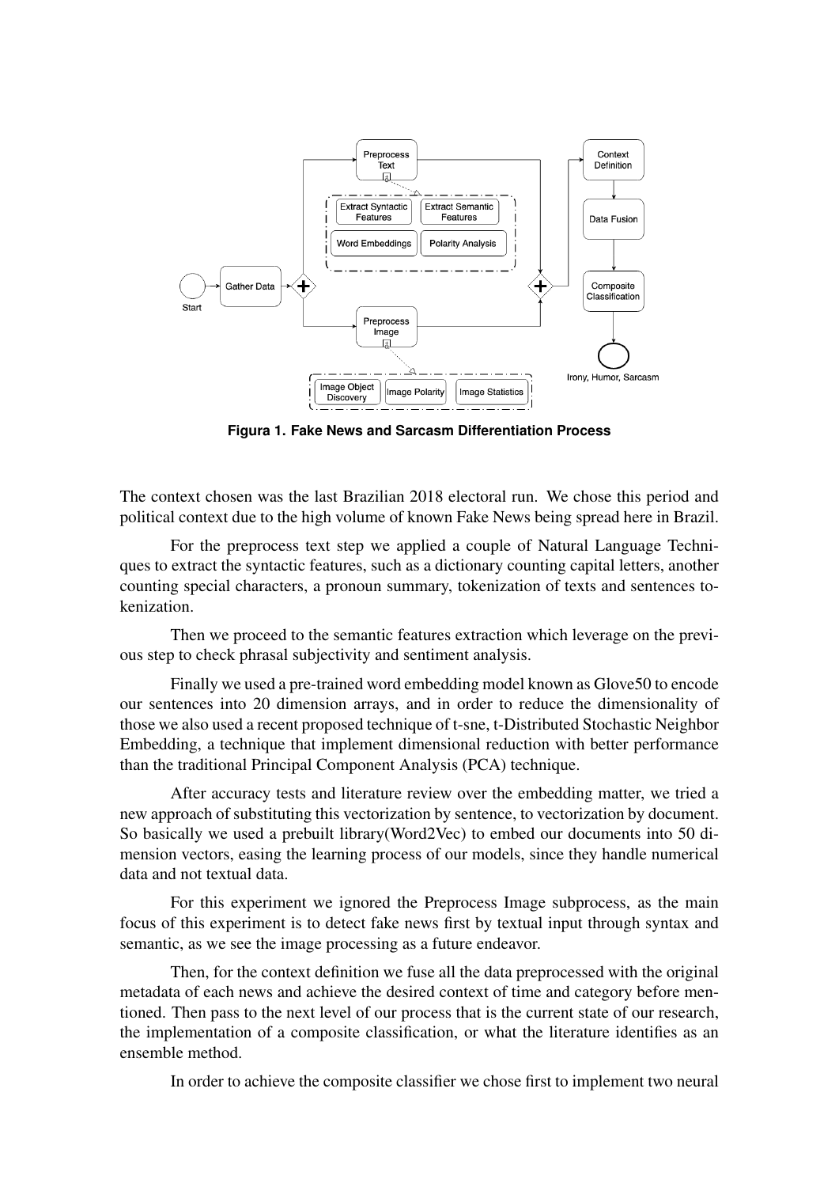Figura 1. **Fake News and Sarcasm Differentiation Process**

The context chosen was the last Brazilian 2018 electoral run. We chose this period and political context due to the high volume of known Fake News being spread here in Brazil.

For the preprocess text step we applied a couple of Natural Language Techniques to extract the syntactic features, such as a dictionary counting capital letters, another counting special characters, a pronoun summary, tokenization of texts and sentences tokenization.

Then we proceed to the semantic features extraction which leverage on the previous step to check phrasal subjectivity and sentiment analysis.

Finally we used a pre-trained word embedding model known as Glove50 to encode our sentences into 20 dimension arrays, and in order to reduce the dimensionality of those we also used a recent proposed technique of t-sne, t-Distributed Stochastic Neighbor Embedding, a technique that implement dimensional reduction with better performance than the traditional Principal Component Analysis (PCA) technique.

After accuracy tests and literature review over the embedding matter, we tried a new approach of substituting this vectorization by sentence, to vectorization by document. So basically we used a prebuilt library(Word2Vec) to embed our documents into 50 dimension vectors, easing the learning process of our models, since they handle numerical data and not textual data.

For this experiment we ignored the Preprocess Image subprocess, as the main focus of this experiment is to detect fake news first by textual input through syntax and semantic, as we see the image processing as a future endeavor.

Then, for the context definition we fuse all the data preprocessed with the original metadata of each news and achieve the desired context of time and category before mentioned. Then pass to the next level of our process that is the current state of our research, the implementation of a composite classification, or what the literature identifies as an ensemble method.

In order to achieve the composite classifier we chose first to implement two neural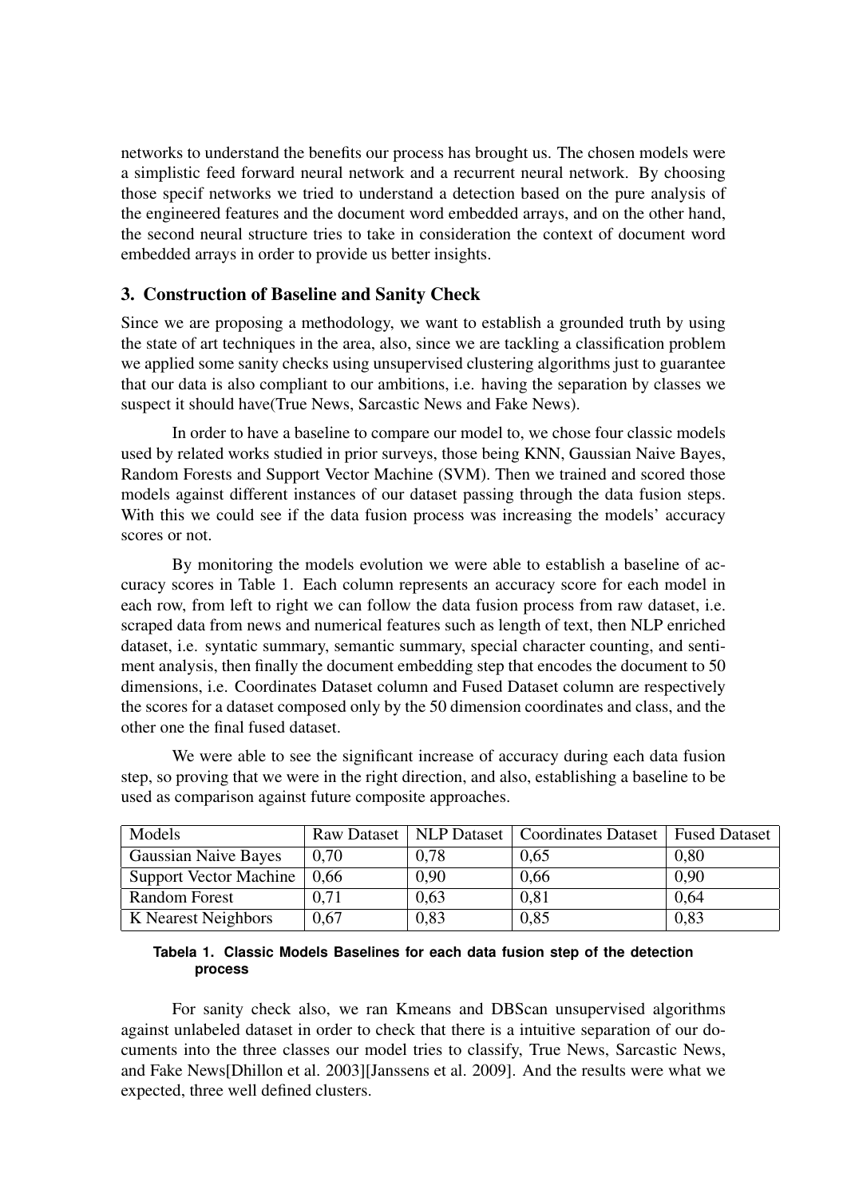networks to understand the benefits our process has brought us. The chosen models were a simplistic feed forward neural network and a recurrent neural network. By choosing those specif networks we tried to understand a detection based on the pure analysis of the engineered features and the document word embedded arrays, and on the other hand, the second neural structure tries to take in consideration the context of document word embedded arrays in order to provide us better insights.

## 3. Construction of Baseline and Sanity Check

Since we are proposing a methodology, we want to establish a grounded truth by using the state of art techniques in the area, also, since we are tackling a classification problem we applied some sanity checks using unsupervised clustering algorithms just to guarantee that our data is also compliant to our ambitions, i.e. having the separation by classes we suspect it should have(True News, Sarcastic News and Fake News).

In order to have a baseline to compare our model to, we chose four classic models used by related works studied in prior surveys, those being KNN, Gaussian Naive Bayes, Random Forests and Support Vector Machine (SVM). Then we trained and scored those models against different instances of our dataset passing through the data fusion steps. With this we could see if the data fusion process was increasing the models' accuracy scores or not.

By monitoring the models evolution we were able to establish a baseline of accuracy scores in Table 1. Each column represents an accuracy score for each model in each row, from left to right we can follow the data fusion process from raw dataset, i.e. scraped data from news and numerical features such as length of text, then NLP enriched dataset, i.e. syntatic summary, semantic summary, special character counting, and sentiment analysis, then finally the document embedding step that encodes the document to 50 dimensions, i.e. Coordinates Dataset column and Fused Dataset column are respectively the scores for a dataset composed only by the 50 dimension coordinates and class, and the other one the final fused dataset.

We were able to see the significant increase of accuracy during each data fusion step, so proving that we were in the right direction, and also, establishing a baseline to be used as comparison against future composite approaches.

| Models | Raw Dataset | NLP Dataset | Coordinates Dataset | Fused Dataset |
|---|---|---|---|---|
| Gaussian Naive Bayes | 0,70 | 0,78 | 0,65 | 0,80 |
| Support Vector Machine | 0,66 | 0,90 | 0,66 | 0,90 |
| Random Forest | 0,71 | 0,63 | 0,81 | 0,64 |
| K Nearest Neighbors | 0,67 | 0,83 | 0,85 | 0,83 |

**Tabela 1. Classic Models Baselines for each data fusion step of the detection process**

For sanity check also, we ran Kmeans and DBScan unsupervised algorithms against unlabeled dataset in order to check that there is a intuitive separation of our documents into the three classes our model tries to classify, True News, Sarcastic News, and Fake News[Dhillon et al. 2003][Janssens et al. 2009]. And the results were what we expected, three well defined clusters.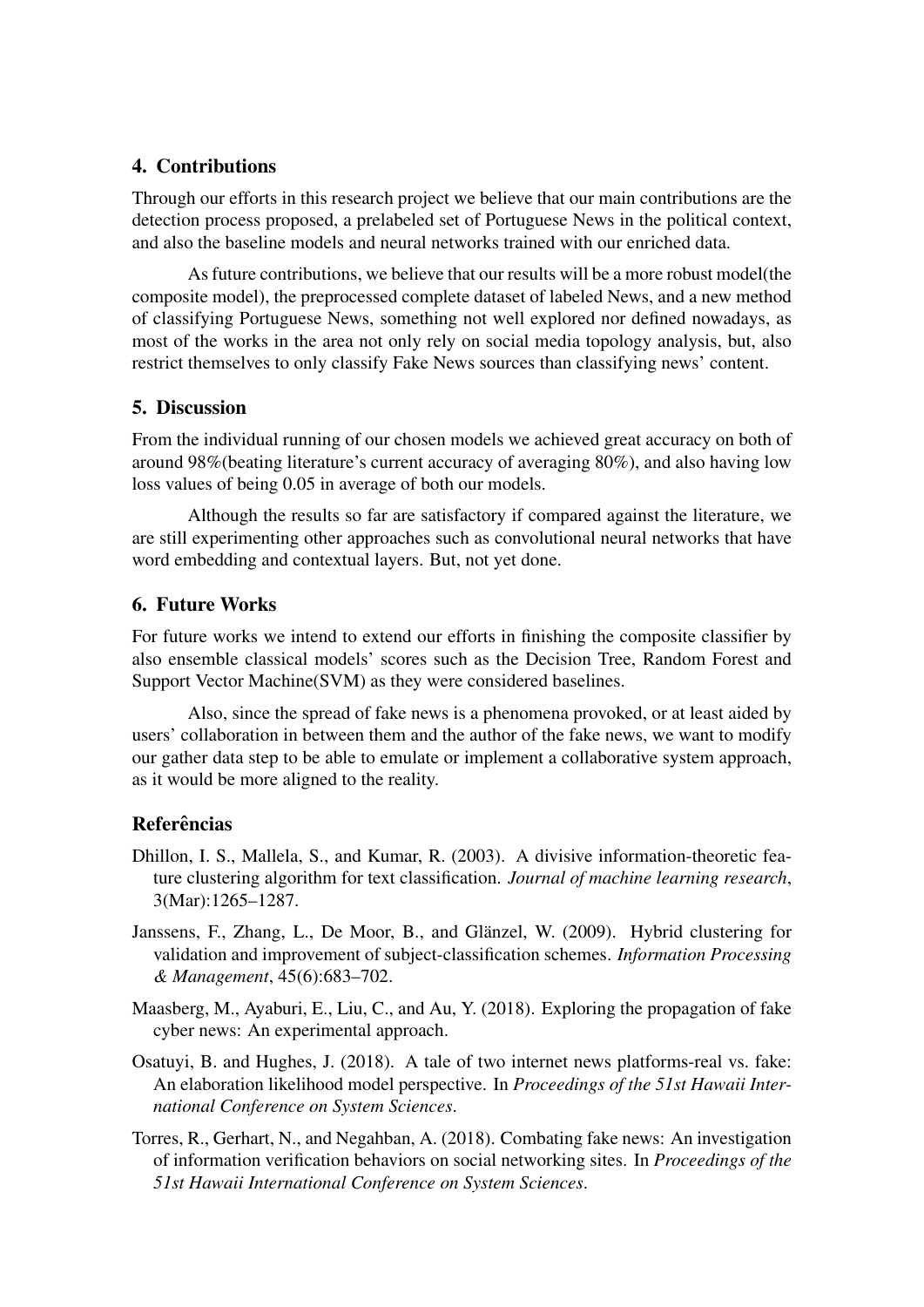## 4. Contributions

Through our efforts in this research project we believe that our main contributions are the detection process proposed, a prelabeled set of Portuguese News in the political context, and also the baseline models and neural networks trained with our enriched data.

As future contributions, we believe that our results will be a more robust model(the composite model), the preprocessed complete dataset of labeled News, and a new method of classifying Portuguese News, something not well explored nor defined nowadays, as most of the works in the area not only rely on social media topology analysis, but, also restrict themselves to only classify Fake News sources than classifying news' content.

## 5. Discussion

From the individual running of our chosen models we achieved great accuracy on both of around 98%(beating literature's current accuracy of averaging 80%), and also having low loss values of being 0.05 in average of both our models.

Although the results so far are satisfactory if compared against the literature, we are still experimenting other approaches such as convolutional neural networks that have word embedding and contextual layers. But, not yet done.

## 6. Future Works

For future works we intend to extend our efforts in finishing the composite classifier by also ensemble classical models' scores such as the Decision Tree, Random Forest and Support Vector Machine(SVM) as they were considered baselines.

Also, since the spread of fake news is a phenomena provoked, or at least aided by users' collaboration in between them and the author of the fake news, we want to modify our gather data step to be able to emulate or implement a collaborative system approach, as it would be more aligned to the reality.

## Referências

Dhillon, I. S., Mallela, S., and Kumar, R. (2003). A divisive information-theoretic feature clustering algorithm for text classification. *Journal of machine learning research*, 3(Mar):1265–1287.

Janssens, F., Zhang, L., De Moor, B., and Glänzel, W. (2009). Hybrid clustering for validation and improvement of subject-classification schemes. *Information Processing & Management*, 45(6):683–702.

Maasberg, M., Ayaburi, E., Liu, C., and Au, Y. (2018). Exploring the propagation of fake cyber news: An experimental approach.

Osatuyi, B. and Hughes, J. (2018). A tale of two internet news platforms-real vs. fake: An elaboration likelihood model perspective. In *Proceedings of the 51st Hawaii International Conference on System Sciences*.

Torres, R., Gerhart, N., and Negahban, A. (2018). Combating fake news: An investigation of information verification behaviors on social networking sites. In *Proceedings of the 51st Hawaii International Conference on System Sciences*.